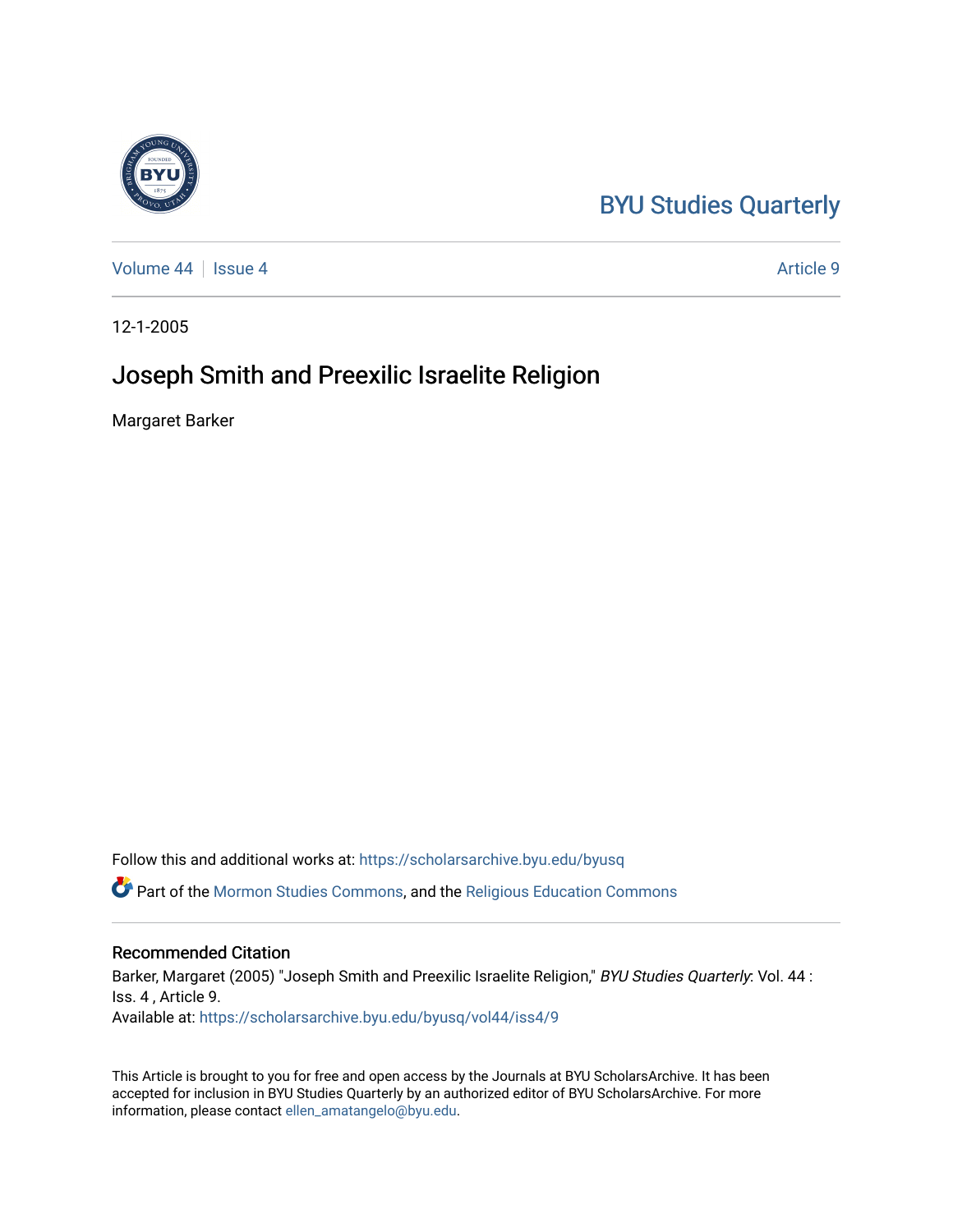BYU Studies Quarterly

Volume 44 | Issue 4 | Article 9

12-1-2005

# Joseph Smith and Preexilic Israelite Religion

Margaret Barker

Follow this and additional works at: https://scholarsarchive.byu.edu/byusq

Part of the Mormon Studies Commons, and the Religious Education Commons

## Recommended Citation

Barker, Margaret (2005) "Joseph Smith and Preexilic Israelite Religion," *BYU Studies Quarterly*: Vol. 44 : Iss. 4 , Article 9.
Available at: https://scholarsarchive.byu.edu/byusq/vol44/iss4/9

This Article is brought to you for free and open access by the Journals at BYU ScholarsArchive. It has been accepted for inclusion in BYU Studies Quarterly by an authorized editor of BYU ScholarsArchive. For more information, please contact ellen_amatangelo@byu.edu.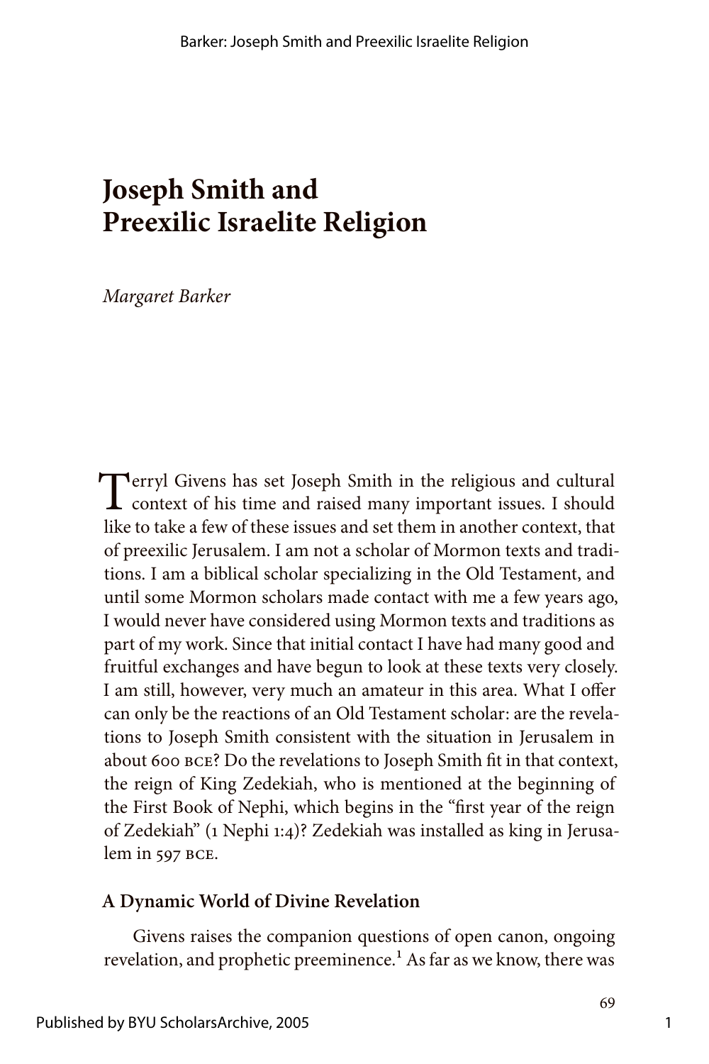# Joseph Smith and Preexilic Israelite Religion

*Margaret Barker*

Terryl Givens has set Joseph Smith in the religious and cultural context of his time and raised many important issues. I should like to take a few of these issues and set them in another context, that of preexilic Jerusalem. I am not a scholar of Mormon texts and traditions. I am a biblical scholar specializing in the Old Testament, and until some Mormon scholars made contact with me a few years ago, I would never have considered using Mormon texts and traditions as part of my work. Since that initial contact I have had many good and fruitful exchanges and have begun to look at these texts very closely. I am still, however, very much an amateur in this area. What I offer can only be the reactions of an Old Testament scholar: are the revelations to Joseph Smith consistent with the situation in Jerusalem in about 600 BCE? Do the revelations to Joseph Smith fit in that context, the reign of King Zedekiah, who is mentioned at the beginning of the First Book of Nephi, which begins in the "first year of the reign of Zedekiah" (1 Nephi 1:4)? Zedekiah was installed as king in Jerusalem in 597 BCE.

## A Dynamic World of Divine Revelation

Givens raises the companion questions of open canon, ongoing revelation, and prophetic preeminence.[1] As far as we know, there was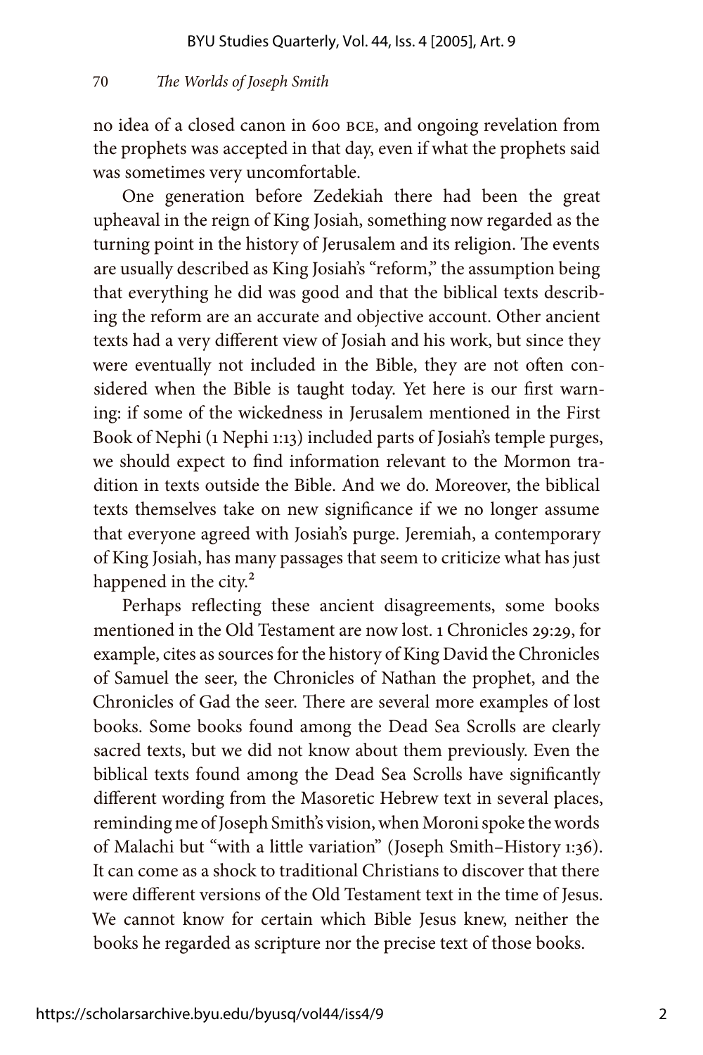no idea of a closed canon in 600 BCE, and ongoing revelation from the prophets was accepted in that day, even if what the prophets said was sometimes very uncomfortable.

One generation before Zedekiah there had been the great upheaval in the reign of King Josiah, something now regarded as the turning point in the history of Jerusalem and its religion. The events are usually described as King Josiah's "reform," the assumption being that everything he did was good and that the biblical texts describing the reform are an accurate and objective account. Other ancient texts had a very different view of Josiah and his work, but since they were eventually not included in the Bible, they are not often considered when the Bible is taught today. Yet here is our first warning: if some of the wickedness in Jerusalem mentioned in the First Book of Nephi (1 Nephi 1:13) included parts of Josiah's temple purges, we should expect to find information relevant to the Mormon tradition in texts outside the Bible. And we do. Moreover, the biblical texts themselves take on new significance if we no longer assume that everyone agreed with Josiah's purge. Jeremiah, a contemporary of King Josiah, has many passages that seem to criticize what has just happened in the city.[2]

Perhaps reflecting these ancient disagreements, some books mentioned in the Old Testament are now lost. 1 Chronicles 29:29, for example, cites as sources for the history of King David the Chronicles of Samuel the seer, the Chronicles of Nathan the prophet, and the Chronicles of Gad the seer. There are several more examples of lost books. Some books found among the Dead Sea Scrolls are clearly sacred texts, but we did not know about them previously. Even the biblical texts found among the Dead Sea Scrolls have significantly different wording from the Masoretic Hebrew text in several places, reminding me of Joseph Smith's vision, when Moroni spoke the words of Malachi but "with a little variation" (Joseph Smith–History 1:36). It can come as a shock to traditional Christians to discover that there were different versions of the Old Testament text in the time of Jesus. We cannot know for certain which Bible Jesus knew, neither the books he regarded as scripture nor the precise text of those books.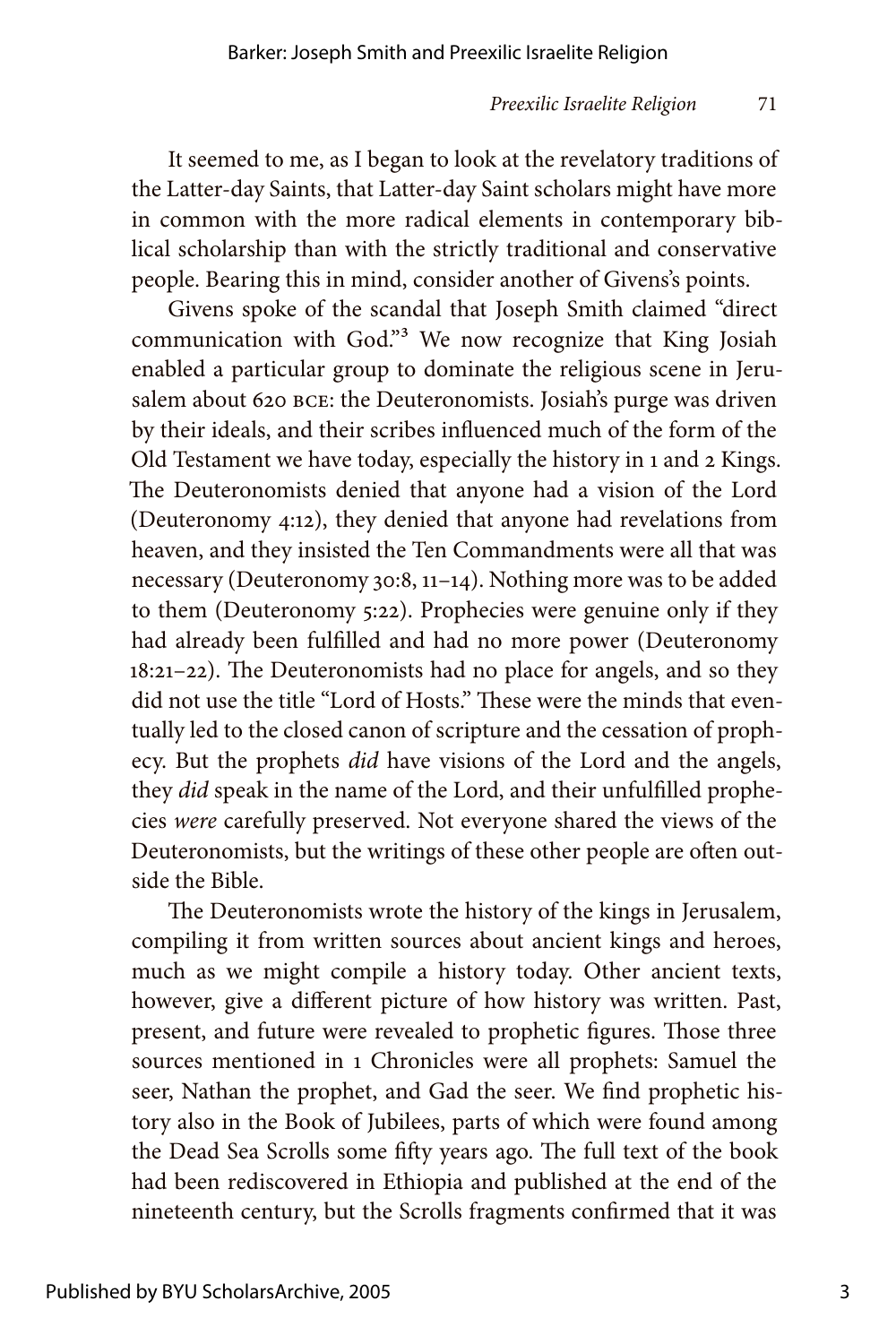It seemed to me, as I began to look at the revelatory traditions of the Latter-day Saints, that Latter-day Saint scholars might have more in common with the more radical elements in contemporary biblical scholarship than with the strictly traditional and conservative people. Bearing this in mind, consider another of Givens's points.

Givens spoke of the scandal that Joseph Smith claimed "direct communication with God."[3] We now recognize that King Josiah enabled a particular group to dominate the religious scene in Jerusalem about 620 BCE: the Deuteronomists. Josiah's purge was driven by their ideals, and their scribes influenced much of the form of the Old Testament we have today, especially the history in 1 and 2 Kings. The Deuteronomists denied that anyone had a vision of the Lord (Deuteronomy 4:12), they denied that anyone had revelations from heaven, and they insisted the Ten Commandments were all that was necessary (Deuteronomy 30:8, 11–14). Nothing more was to be added to them (Deuteronomy 5:22). Prophecies were genuine only if they had already been fulfilled and had no more power (Deuteronomy 18:21–22). The Deuteronomists had no place for angels, and so they did not use the title "Lord of Hosts." These were the minds that eventually led to the closed canon of scripture and the cessation of prophecy. But the prophets *did* have visions of the Lord and the angels, they *did* speak in the name of the Lord, and their unfulfilled prophecies *were* carefully preserved. Not everyone shared the views of the Deuteronomists, but the writings of these other people are often outside the Bible.

The Deuteronomists wrote the history of the kings in Jerusalem, compiling it from written sources about ancient kings and heroes, much as we might compile a history today. Other ancient texts, however, give a different picture of how history was written. Past, present, and future were revealed to prophetic figures. Those three sources mentioned in 1 Chronicles were all prophets: Samuel the seer, Nathan the prophet, and Gad the seer. We find prophetic history also in the Book of Jubilees, parts of which were found among the Dead Sea Scrolls some fifty years ago. The full text of the book had been rediscovered in Ethiopia and published at the end of the nineteenth century, but the Scrolls fragments confirmed that it was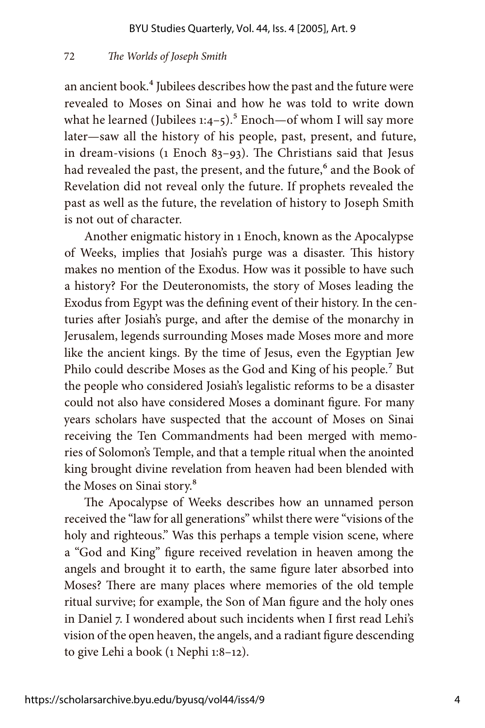an ancient book.[4] Jubilees describes how the past and the future were revealed to Moses on Sinai and how he was told to write down what he learned (Jubilees 1:4–5).[5] Enoch—of whom I will say more later—saw all the history of his people, past, present, and future, in dream-visions (1 Enoch 83–93). The Christians said that Jesus had revealed the past, the present, and the future,[6] and the Book of Revelation did not reveal only the future. If prophets revealed the past as well as the future, the revelation of history to Joseph Smith is not out of character.

Another enigmatic history in 1 Enoch, known as the Apocalypse of Weeks, implies that Josiah's purge was a disaster. This history makes no mention of the Exodus. How was it possible to have such a history? For the Deuteronomists, the story of Moses leading the Exodus from Egypt was the defining event of their history. In the centuries after Josiah's purge, and after the demise of the monarchy in Jerusalem, legends surrounding Moses made Moses more and more like the ancient kings. By the time of Jesus, even the Egyptian Jew Philo could describe Moses as the God and King of his people.[7] But the people who considered Josiah's legalistic reforms to be a disaster could not also have considered Moses a dominant figure. For many years scholars have suspected that the account of Moses on Sinai receiving the Ten Commandments had been merged with memories of Solomon's Temple, and that a temple ritual when the anointed king brought divine revelation from heaven had been blended with the Moses on Sinai story.[8]

The Apocalypse of Weeks describes how an unnamed person received the "law for all generations" whilst there were "visions of the holy and righteous." Was this perhaps a temple vision scene, where a "God and King" figure received revelation in heaven among the angels and brought it to earth, the same figure later absorbed into Moses? There are many places where memories of the old temple ritual survive; for example, the Son of Man figure and the holy ones in Daniel 7. I wondered about such incidents when I first read Lehi's vision of the open heaven, the angels, and a radiant figure descending to give Lehi a book (1 Nephi 1:8–12).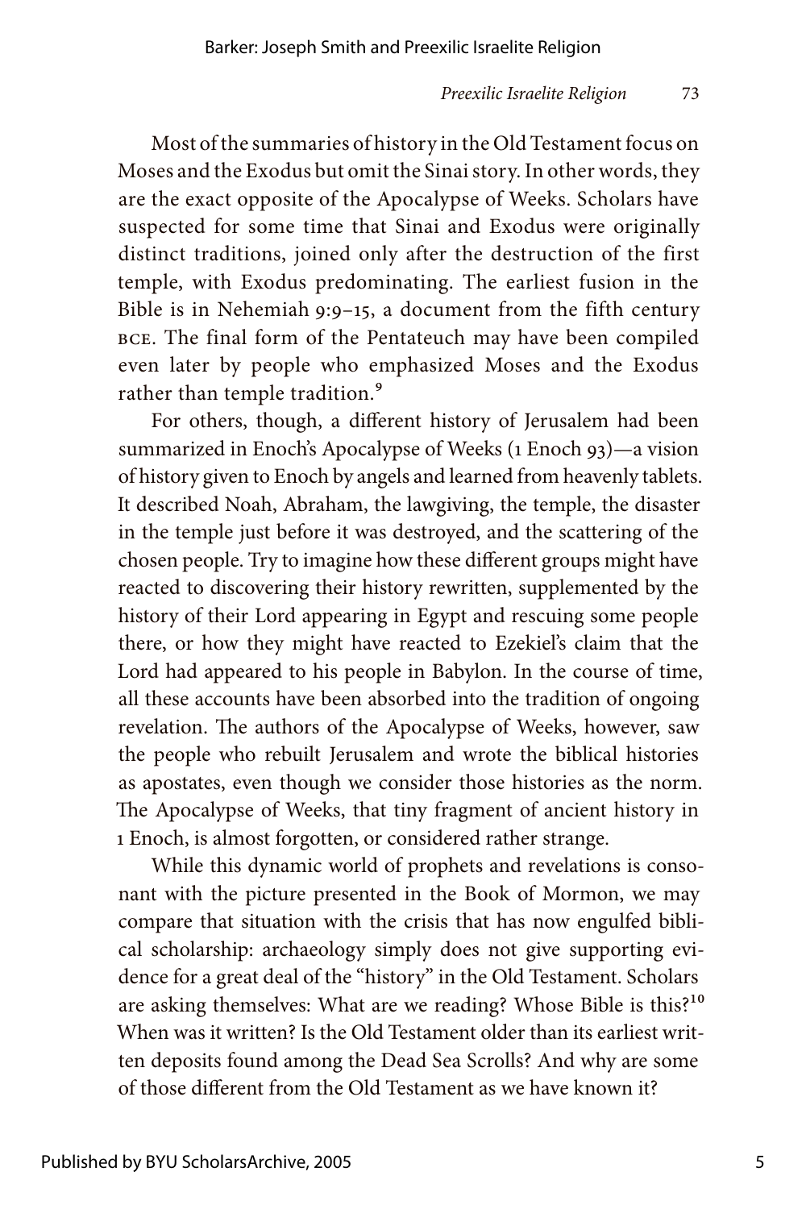Most of the summaries of history in the Old Testament focus on Moses and the Exodus but omit the Sinai story. In other words, they are the exact opposite of the Apocalypse of Weeks. Scholars have suspected for some time that Sinai and Exodus were originally distinct traditions, joined only after the destruction of the first temple, with Exodus predominating. The earliest fusion in the Bible is in Nehemiah 9:9–15, a document from the fifth century BCE. The final form of the Pentateuch may have been compiled even later by people who emphasized Moses and the Exodus rather than temple tradition.[9]

For others, though, a different history of Jerusalem had been summarized in Enoch's Apocalypse of Weeks (1 Enoch 93)—a vision of history given to Enoch by angels and learned from heavenly tablets. It described Noah, Abraham, the lawgiving, the temple, the disaster in the temple just before it was destroyed, and the scattering of the chosen people. Try to imagine how these different groups might have reacted to discovering their history rewritten, supplemented by the history of their Lord appearing in Egypt and rescuing some people there, or how they might have reacted to Ezekiel's claim that the Lord had appeared to his people in Babylon. In the course of time, all these accounts have been absorbed into the tradition of ongoing revelation. The authors of the Apocalypse of Weeks, however, saw the people who rebuilt Jerusalem and wrote the biblical histories as apostates, even though we consider those histories as the norm. The Apocalypse of Weeks, that tiny fragment of ancient history in 1 Enoch, is almost forgotten, or considered rather strange.

While this dynamic world of prophets and revelations is consonant with the picture presented in the Book of Mormon, we may compare that situation with the crisis that has now engulfed biblical scholarship: archaeology simply does not give supporting evidence for a great deal of the "history" in the Old Testament. Scholars are asking themselves: What are we reading? Whose Bible is this?[10] When was it written? Is the Old Testament older than its earliest written deposits found among the Dead Sea Scrolls? And why are some of those different from the Old Testament as we have known it?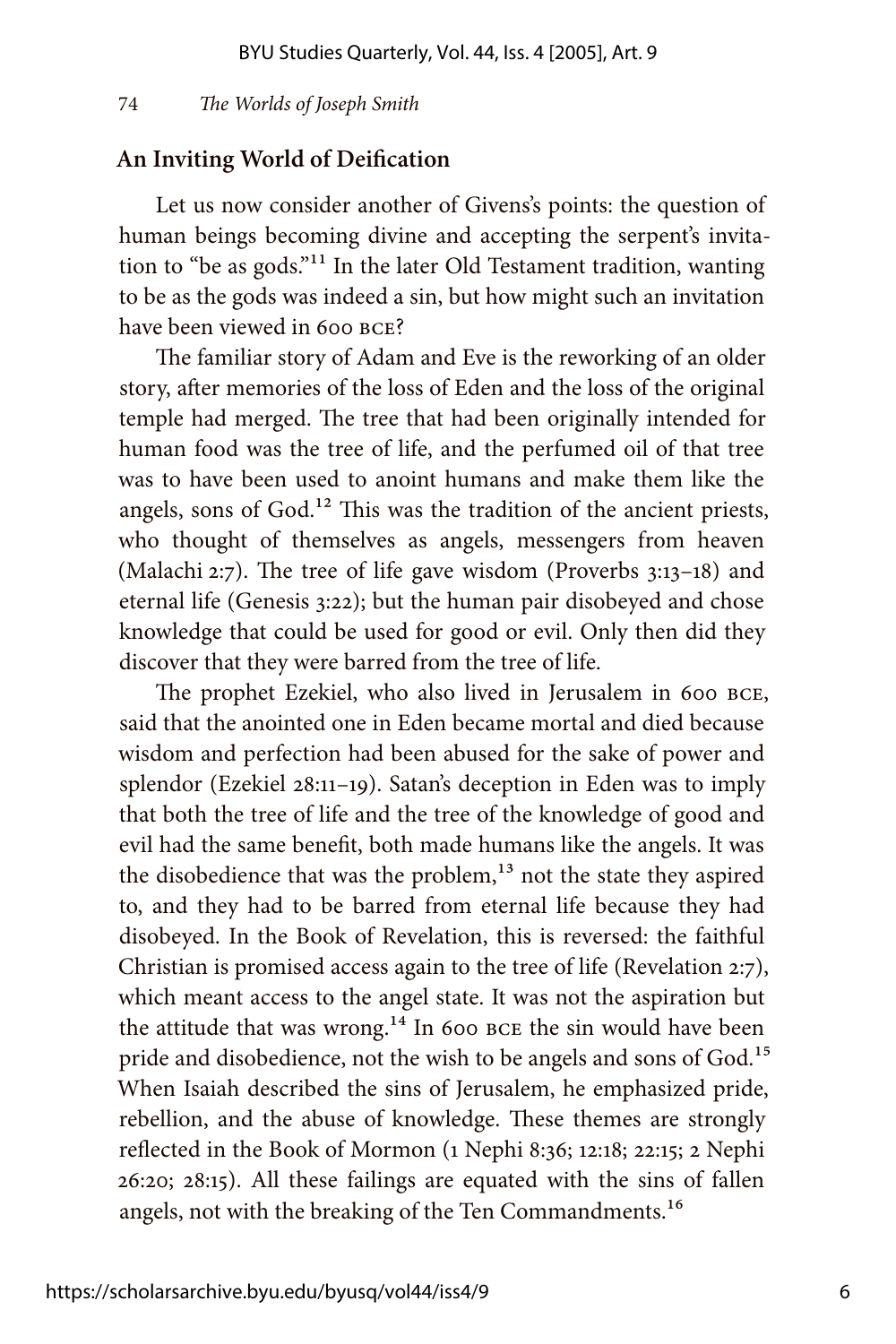## An Inviting World of Deification

Let us now consider another of Givens's points: the question of human beings becoming divine and accepting the serpent's invitation to "be as gods."[11] In the later Old Testament tradition, wanting to be as the gods was indeed a sin, but how might such an invitation have been viewed in 600 BCE?

The familiar story of Adam and Eve is the reworking of an older story, after memories of the loss of Eden and the loss of the original temple had merged. The tree that had been originally intended for human food was the tree of life, and the perfumed oil of that tree was to have been used to anoint humans and make them like the angels, sons of God.[12] This was the tradition of the ancient priests, who thought of themselves as angels, messengers from heaven (Malachi 2:7). The tree of life gave wisdom (Proverbs 3:13–18) and eternal life (Genesis 3:22); but the human pair disobeyed and chose knowledge that could be used for good or evil. Only then did they discover that they were barred from the tree of life.

The prophet Ezekiel, who also lived in Jerusalem in 600 BCE, said that the anointed one in Eden became mortal and died because wisdom and perfection had been abused for the sake of power and splendor (Ezekiel 28:11–19). Satan's deception in Eden was to imply that both the tree of life and the tree of the knowledge of good and evil had the same benefit, both made humans like the angels. It was the disobedience that was the problem,[13] not the state they aspired to, and they had to be barred from eternal life because they had disobeyed. In the Book of Revelation, this is reversed: the faithful Christian is promised access again to the tree of life (Revelation 2:7), which meant access to the angel state. It was not the aspiration but the attitude that was wrong.[14] In 600 BCE the sin would have been pride and disobedience, not the wish to be angels and sons of God.[15] When Isaiah described the sins of Jerusalem, he emphasized pride, rebellion, and the abuse of knowledge. These themes are strongly reflected in the Book of Mormon (1 Nephi 8:36; 12:18; 22:15; 2 Nephi 26:20; 28:15). All these failings are equated with the sins of fallen angels, not with the breaking of the Ten Commandments.[16]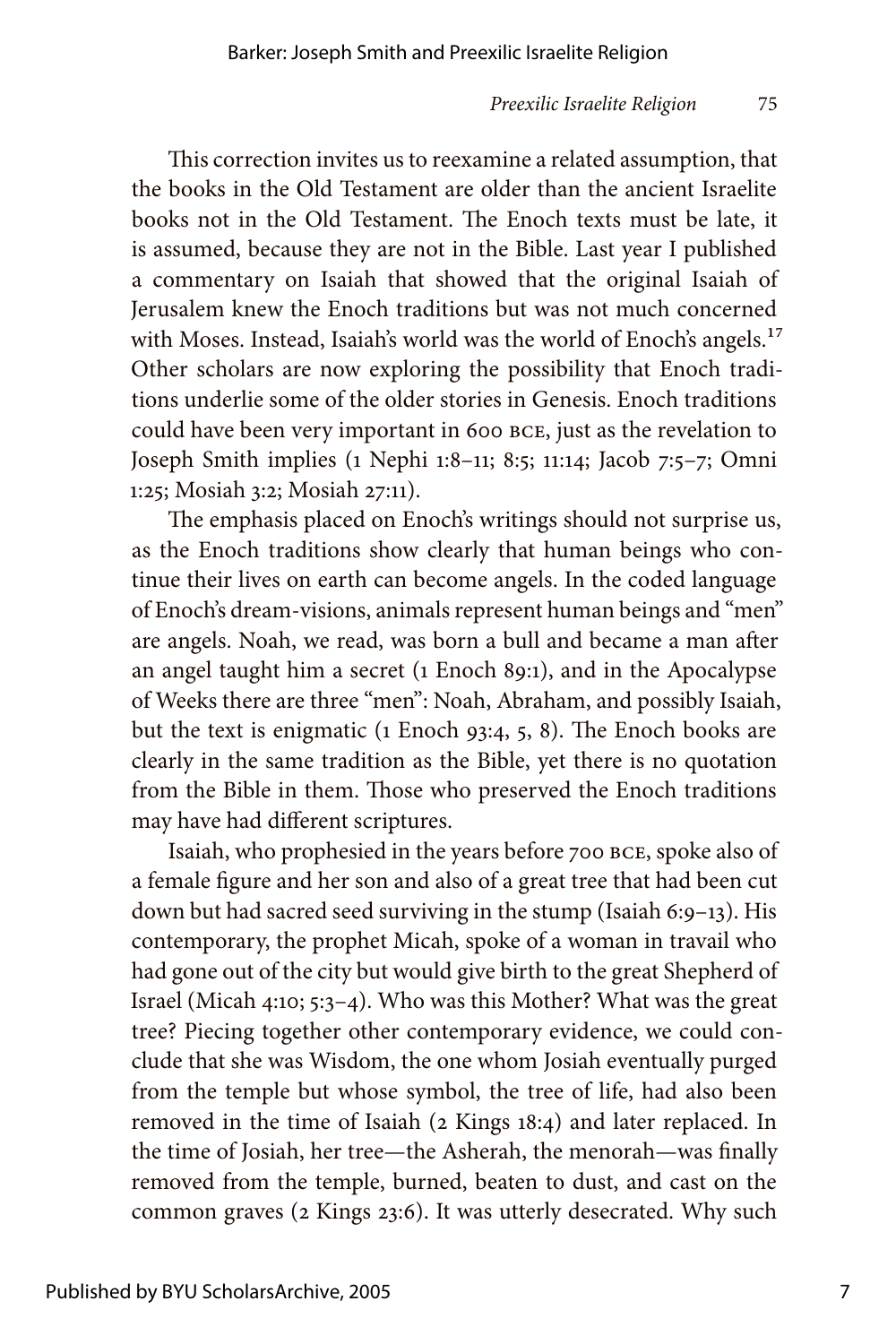This correction invites us to reexamine a related assumption, that the books in the Old Testament are older than the ancient Israelite books not in the Old Testament. The Enoch texts must be late, it is assumed, because they are not in the Bible. Last year I published a commentary on Isaiah that showed that the original Isaiah of Jerusalem knew the Enoch traditions but was not much concerned with Moses. Instead, Isaiah's world was the world of Enoch's angels.[17] Other scholars are now exploring the possibility that Enoch traditions underlie some of the older stories in Genesis. Enoch traditions could have been very important in 600 BCE, just as the revelation to Joseph Smith implies (1 Nephi 1:8–11; 8:5; 11:14; Jacob 7:5–7; Omni 1:25; Mosiah 3:2; Mosiah 27:11).

The emphasis placed on Enoch's writings should not surprise us, as the Enoch traditions show clearly that human beings who continue their lives on earth can become angels. In the coded language of Enoch's dream-visions, animals represent human beings and "men" are angels. Noah, we read, was born a bull and became a man after an angel taught him a secret (1 Enoch 89:1), and in the Apocalypse of Weeks there are three "men": Noah, Abraham, and possibly Isaiah, but the text is enigmatic (1 Enoch 93:4, 5, 8). The Enoch books are clearly in the same tradition as the Bible, yet there is no quotation from the Bible in them. Those who preserved the Enoch traditions may have had different scriptures.

Isaiah, who prophesied in the years before 700 BCE, spoke also of a female figure and her son and also of a great tree that had been cut down but had sacred seed surviving in the stump (Isaiah 6:9–13). His contemporary, the prophet Micah, spoke of a woman in travail who had gone out of the city but would give birth to the great Shepherd of Israel (Micah 4:10; 5:3–4). Who was this Mother? What was the great tree? Piecing together other contemporary evidence, we could conclude that she was Wisdom, the one whom Josiah eventually purged from the temple but whose symbol, the tree of life, had also been removed in the time of Isaiah (2 Kings 18:4) and later replaced. In the time of Josiah, her tree—the Asherah, the menorah—was finally removed from the temple, burned, beaten to dust, and cast on the common graves (2 Kings 23:6). It was utterly desecrated. Why such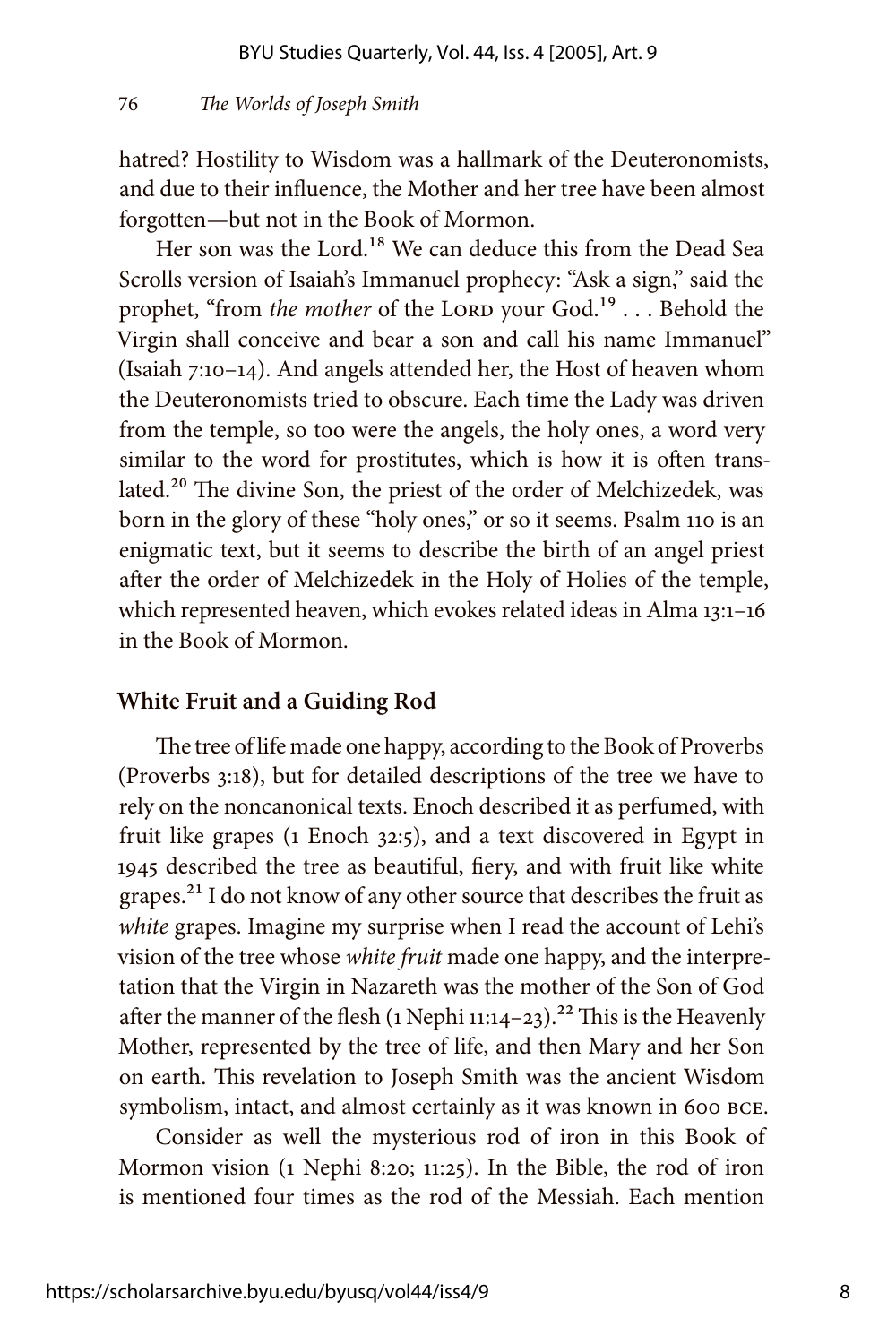hatred? Hostility to Wisdom was a hallmark of the Deuteronomists, and due to their influence, the Mother and her tree have been almost forgotten—but not in the Book of Mormon.

Her son was the Lord.[18] We can deduce this from the Dead Sea Scrolls version of Isaiah's Immanuel prophecy: "Ask a sign," said the prophet, "from *the mother* of the LORD your God.[19] . . . Behold the Virgin shall conceive and bear a son and call his name Immanuel" (Isaiah 7:10–14). And angels attended her, the Host of heaven whom the Deuteronomists tried to obscure. Each time the Lady was driven from the temple, so too were the angels, the holy ones, a word very similar to the word for prostitutes, which is how it is often translated.[20] The divine Son, the priest of the order of Melchizedek, was born in the glory of these "holy ones," or so it seems. Psalm 110 is an enigmatic text, but it seems to describe the birth of an angel priest after the order of Melchizedek in the Holy of Holies of the temple, which represented heaven, which evokes related ideas in Alma 13:1–16 in the Book of Mormon.

## White Fruit and a Guiding Rod

The tree of life made one happy, according to the Book of Proverbs (Proverbs 3:18), but for detailed descriptions of the tree we have to rely on the noncanonical texts. Enoch described it as perfumed, with fruit like grapes (1 Enoch 32:5), and a text discovered in Egypt in 1945 described the tree as beautiful, fiery, and with fruit like white grapes.[21] I do not know of any other source that describes the fruit as *white* grapes. Imagine my surprise when I read the account of Lehi's vision of the tree whose *white fruit* made one happy, and the interpretation that the Virgin in Nazareth was the mother of the Son of God after the manner of the flesh (1 Nephi 11:14–23).[22] This is the Heavenly Mother, represented by the tree of life, and then Mary and her Son on earth. This revelation to Joseph Smith was the ancient Wisdom symbolism, intact, and almost certainly as it was known in 600 BCE.

Consider as well the mysterious rod of iron in this Book of Mormon vision (1 Nephi 8:20; 11:25). In the Bible, the rod of iron is mentioned four times as the rod of the Messiah. Each mention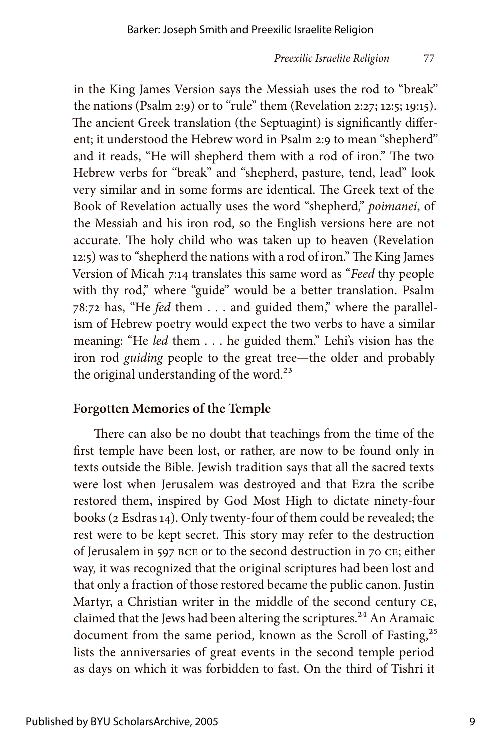in the King James Version says the Messiah uses the rod to "break" the nations (Psalm 2:9) or to "rule" them (Revelation 2:27; 12:5; 19:15). The ancient Greek translation (the Septuagint) is significantly different; it understood the Hebrew word in Psalm 2:9 to mean "shepherd" and it reads, "He will shepherd them with a rod of iron." The two Hebrew verbs for "break" and "shepherd, pasture, tend, lead" look very similar and in some forms are identical. The Greek text of the Book of Revelation actually uses the word "shepherd," *poimanei*, of the Messiah and his iron rod, so the English versions here are not accurate. The holy child who was taken up to heaven (Revelation 12:5) was to "shepherd the nations with a rod of iron." The King James Version of Micah 7:14 translates this same word as "*Feed* thy people with thy rod," where "guide" would be a better translation. Psalm 78:72 has, "He *fed* them . . . and guided them," where the parallelism of Hebrew poetry would expect the two verbs to have a similar meaning: "He *led* them . . . he guided them." Lehi's vision has the iron rod *guiding* people to the great tree—the older and probably the original understanding of the word.[23]

## Forgotten Memories of the Temple

There can also be no doubt that teachings from the time of the first temple have been lost, or rather, are now to be found only in texts outside the Bible. Jewish tradition says that all the sacred texts were lost when Jerusalem was destroyed and that Ezra the scribe restored them, inspired by God Most High to dictate ninety-four books (2 Esdras 14). Only twenty-four of them could be revealed; the rest were to be kept secret. This story may refer to the destruction of Jerusalem in 597 BCE or to the second destruction in 70 CE; either way, it was recognized that the original scriptures had been lost and that only a fraction of those restored became the public canon. Justin Martyr, a Christian writer in the middle of the second century CE, claimed that the Jews had been altering the scriptures.[24] An Aramaic document from the same period, known as the Scroll of Fasting,[25] lists the anniversaries of great events in the second temple period as days on which it was forbidden to fast. On the third of Tishri it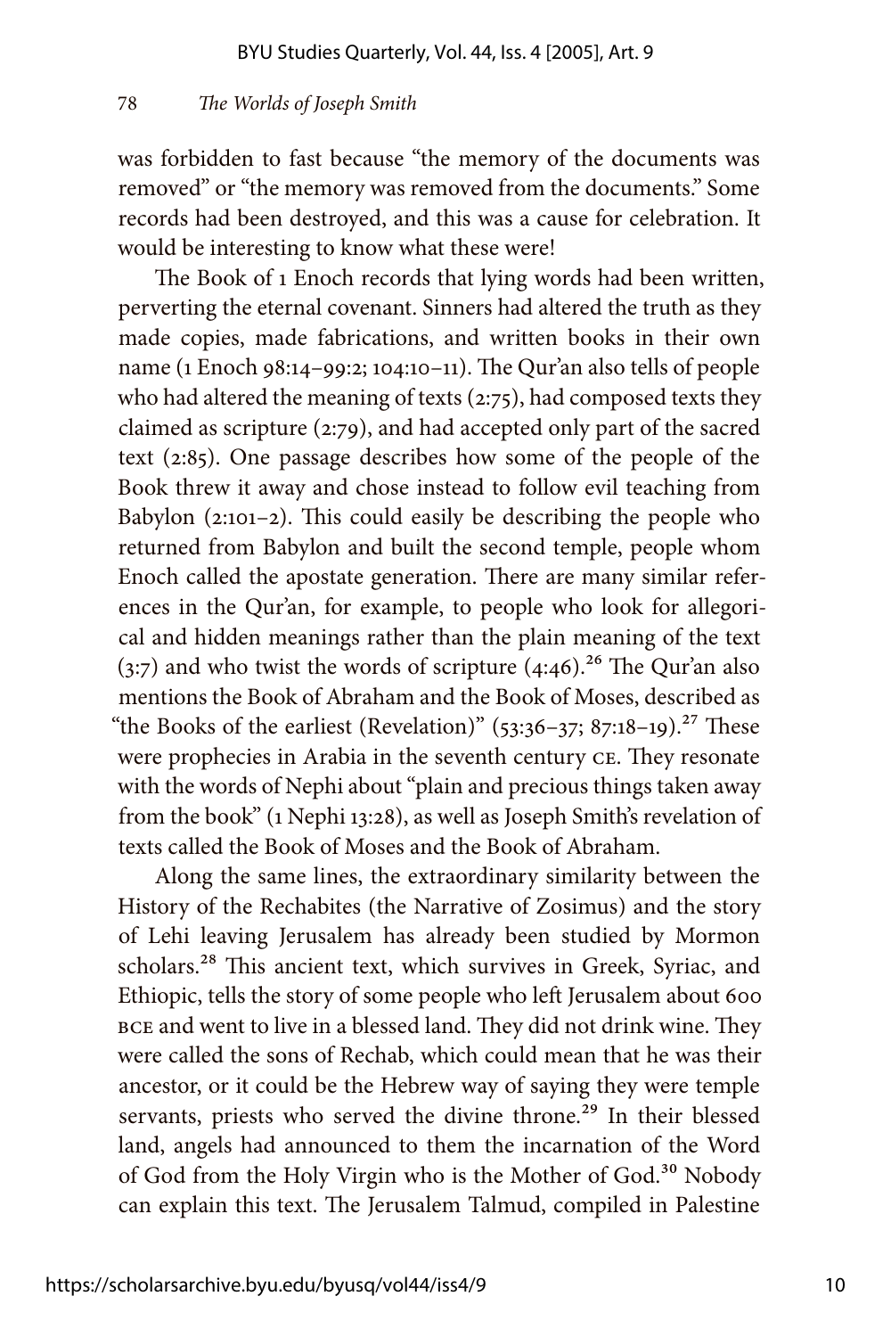was forbidden to fast because "the memory of the documents was removed" or "the memory was removed from the documents." Some records had been destroyed, and this was a cause for celebration. It would be interesting to know what these were!

The Book of 1 Enoch records that lying words had been written, perverting the eternal covenant. Sinners had altered the truth as they made copies, made fabrications, and written books in their own name (1 Enoch 98:14–99:2; 104:10–11). The Qur'an also tells of people who had altered the meaning of texts (2:75), had composed texts they claimed as scripture (2:79), and had accepted only part of the sacred text (2:85). One passage describes how some of the people of the Book threw it away and chose instead to follow evil teaching from Babylon (2:101–2). This could easily be describing the people who returned from Babylon and built the second temple, people whom Enoch called the apostate generation. There are many similar references in the Qur'an, for example, to people who look for allegorical and hidden meanings rather than the plain meaning of the text (3:7) and who twist the words of scripture (4:46).[26] The Qur'an also mentions the Book of Abraham and the Book of Moses, described as "the Books of the earliest (Revelation)" (53:36–37; 87:18–19).[27] These were prophecies in Arabia in the seventh century CE. They resonate with the words of Nephi about "plain and precious things taken away from the book" (1 Nephi 13:28), as well as Joseph Smith's revelation of texts called the Book of Moses and the Book of Abraham.

Along the same lines, the extraordinary similarity between the History of the Rechabites (the Narrative of Zosimus) and the story of Lehi leaving Jerusalem has already been studied by Mormon scholars.[28] This ancient text, which survives in Greek, Syriac, and Ethiopic, tells the story of some people who left Jerusalem about 600 BCE and went to live in a blessed land. They did not drink wine. They were called the sons of Rechab, which could mean that he was their ancestor, or it could be the Hebrew way of saying they were temple servants, priests who served the divine throne.[29] In their blessed land, angels had announced to them the incarnation of the Word of God from the Holy Virgin who is the Mother of God.[30] Nobody can explain this text. The Jerusalem Talmud, compiled in Palestine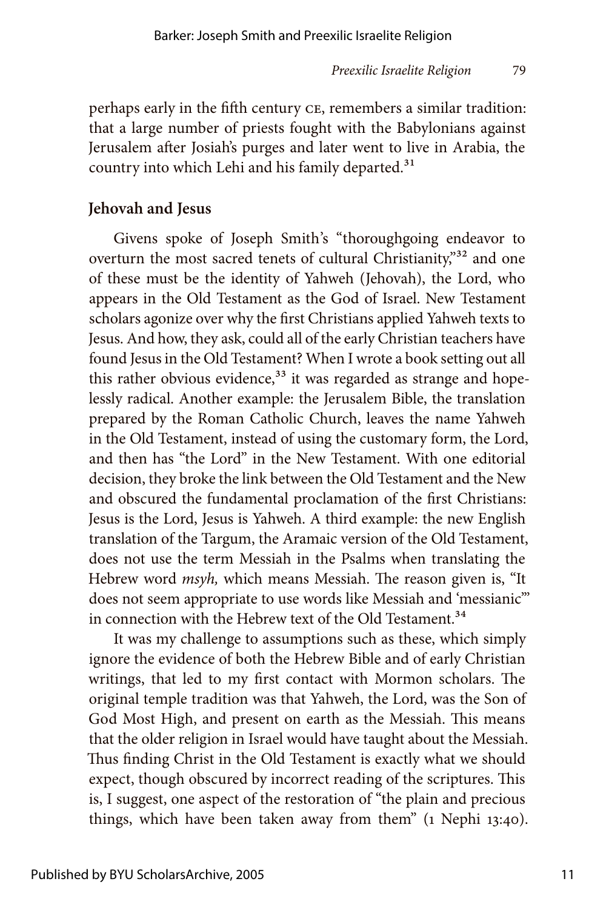perhaps early in the fifth century CE, remembers a similar tradition: that a large number of priests fought with the Babylonians against Jerusalem after Josiah's purges and later went to live in Arabia, the country into which Lehi and his family departed.[31]

## Jehovah and Jesus

Givens spoke of Joseph Smith's "thoroughgoing endeavor to overturn the most sacred tenets of cultural Christianity,"[32] and one of these must be the identity of Yahweh (Jehovah), the Lord, who appears in the Old Testament as the God of Israel. New Testament scholars agonize over why the first Christians applied Yahweh texts to Jesus. And how, they ask, could all of the early Christian teachers have found Jesus in the Old Testament? When I wrote a book setting out all this rather obvious evidence,[33] it was regarded as strange and hopelessly radical. Another example: the Jerusalem Bible, the translation prepared by the Roman Catholic Church, leaves the name Yahweh in the Old Testament, instead of using the customary form, the Lord, and then has "the Lord" in the New Testament. With one editorial decision, they broke the link between the Old Testament and the New and obscured the fundamental proclamation of the first Christians: Jesus is the Lord, Jesus is Yahweh. A third example: the new English translation of the Targum, the Aramaic version of the Old Testament, does not use the term Messiah in the Psalms when translating the Hebrew word *msyh,* which means Messiah. The reason given is, "It does not seem appropriate to use words like Messiah and 'messianic'" in connection with the Hebrew text of the Old Testament.[34]

It was my challenge to assumptions such as these, which simply ignore the evidence of both the Hebrew Bible and of early Christian writings, that led to my first contact with Mormon scholars. The original temple tradition was that Yahweh, the Lord, was the Son of God Most High, and present on earth as the Messiah. This means that the older religion in Israel would have taught about the Messiah. Thus finding Christ in the Old Testament is exactly what we should expect, though obscured by incorrect reading of the scriptures. This is, I suggest, one aspect of the restoration of "the plain and precious things, which have been taken away from them" (1 Nephi 13:40).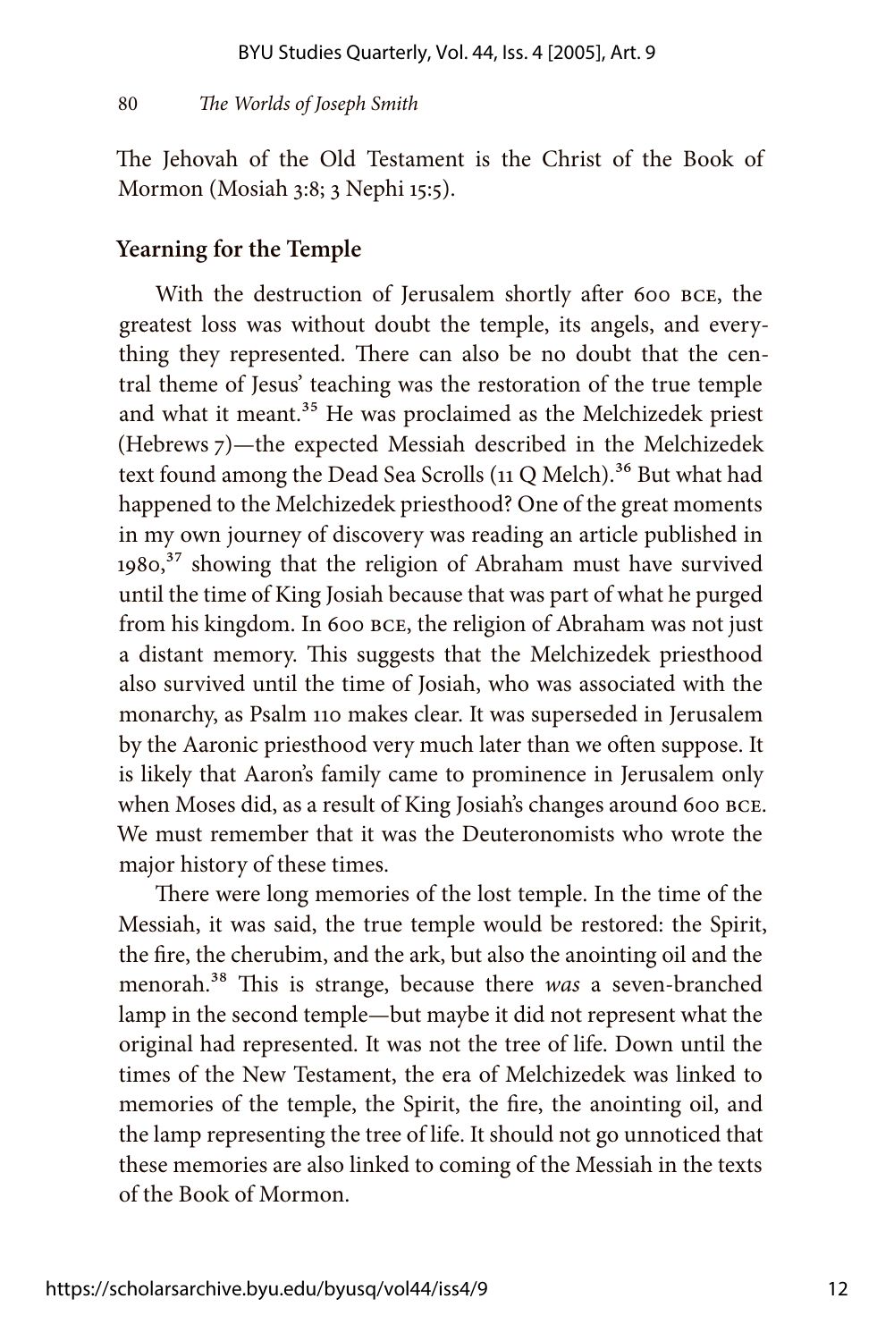The Jehovah of the Old Testament is the Christ of the Book of Mormon (Mosiah 3:8; 3 Nephi 15:5).

## Yearning for the Temple

With the destruction of Jerusalem shortly after 600 BCE, the greatest loss was without doubt the temple, its angels, and everything they represented. There can also be no doubt that the central theme of Jesus' teaching was the restoration of the true temple and what it meant.[35] He was proclaimed as the Melchizedek priest (Hebrews 7)—the expected Messiah described in the Melchizedek text found among the Dead Sea Scrolls (11 Q Melch).[36] But what had happened to the Melchizedek priesthood? One of the great moments in my own journey of discovery was reading an article published in 1980,[37] showing that the religion of Abraham must have survived until the time of King Josiah because that was part of what he purged from his kingdom. In 600 BCE, the religion of Abraham was not just a distant memory. This suggests that the Melchizedek priesthood also survived until the time of Josiah, who was associated with the monarchy, as Psalm 110 makes clear. It was superseded in Jerusalem by the Aaronic priesthood very much later than we often suppose. It is likely that Aaron's family came to prominence in Jerusalem only when Moses did, as a result of King Josiah's changes around 600 BCE. We must remember that it was the Deuteronomists who wrote the major history of these times.

There were long memories of the lost temple. In the time of the Messiah, it was said, the true temple would be restored: the Spirit, the fire, the cherubim, and the ark, but also the anointing oil and the menorah.[38] This is strange, because there *was* a seven-branched lamp in the second temple—but maybe it did not represent what the original had represented. It was not the tree of life. Down until the times of the New Testament, the era of Melchizedek was linked to memories of the temple, the Spirit, the fire, the anointing oil, and the lamp representing the tree of life. It should not go unnoticed that these memories are also linked to coming of the Messiah in the texts of the Book of Mormon.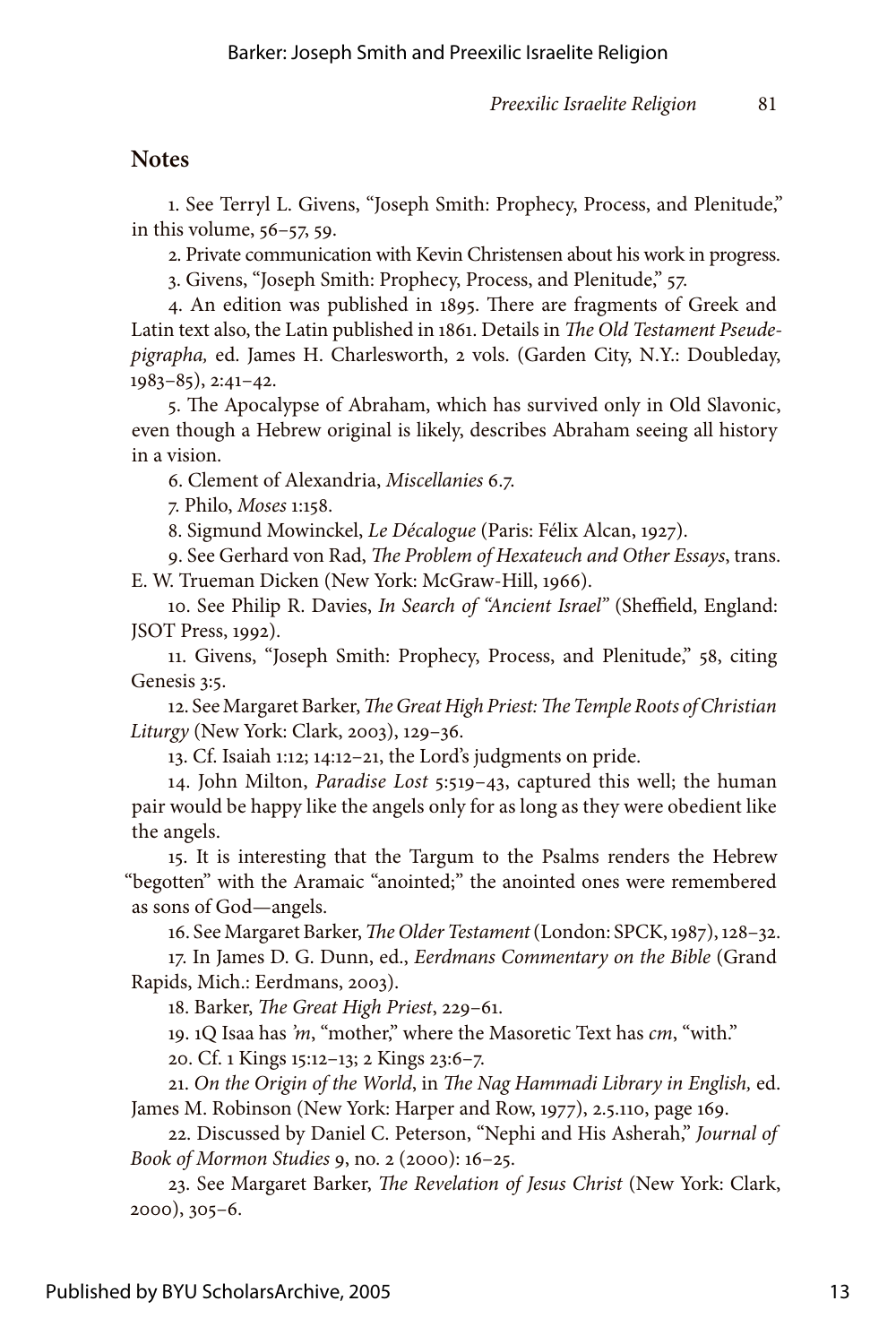## Notes

1. See Terryl L. Givens, "Joseph Smith: Prophecy, Process, and Plenitude," in this volume, 56–57, 59.

2. Private communication with Kevin Christensen about his work in progress.

3. Givens, "Joseph Smith: Prophecy, Process, and Plenitude," 57.

4. An edition was published in 1895. There are fragments of Greek and Latin text also, the Latin published in 1861. Details in *The Old Testament Pseudepigrapha,* ed. James H. Charlesworth, 2 vols. (Garden City, N.Y.: Doubleday, 1983–85), 2:41–42.

5. The Apocalypse of Abraham, which has survived only in Old Slavonic, even though a Hebrew original is likely, describes Abraham seeing all history in a vision.

6. Clement of Alexandria, *Miscellanies* 6.7.

7. Philo, *Moses* 1:158.

8. Sigmund Mowinckel, *Le Décalogue* (Paris: Félix Alcan, 1927).

9. See Gerhard von Rad, *The Problem of Hexateuch and Other Essays*, trans. E. W. Trueman Dicken (New York: McGraw-Hill, 1966).

10. See Philip R. Davies, *In Search of "Ancient Israel"* (Sheffield, England: JSOT Press, 1992).

11. Givens, "Joseph Smith: Prophecy, Process, and Plenitude," 58, citing Genesis 3:5.

12. See Margaret Barker, *The Great High Priest: The Temple Roots of Christian Liturgy* (New York: Clark, 2003), 129–36.

13. Cf. Isaiah 1:12; 14:12–21, the Lord's judgments on pride.

14. John Milton, *Paradise Lost* 5:519–43, captured this well; the human pair would be happy like the angels only for as long as they were obedient like the angels.

15. It is interesting that the Targum to the Psalms renders the Hebrew "begotten" with the Aramaic "anointed;" the anointed ones were remembered as sons of God—angels.

16. See Margaret Barker, *The Older Testament* (London: SPCK, 1987), 128–32.

17. In James D. G. Dunn, ed., *Eerdmans Commentary on the Bible* (Grand Rapids, Mich.: Eerdmans, 2003).

18. Barker, *The Great High Priest*, 229–61.

19. 1Q Isaa has *'m*, "mother," where the Masoretic Text has *cm*, "with."

20. Cf. 1 Kings 15:12–13; 2 Kings 23:6–7.

21. *On the Origin of the World*, in *The Nag Hammadi Library in English,* ed. James M. Robinson (New York: Harper and Row, 1977), 2.5.110, page 169.

22. Discussed by Daniel C. Peterson, "Nephi and His Asherah," *Journal of Book of Mormon Studies* 9, no. 2 (2000): 16–25.

23. See Margaret Barker, *The Revelation of Jesus Christ* (New York: Clark, 2000), 305–6.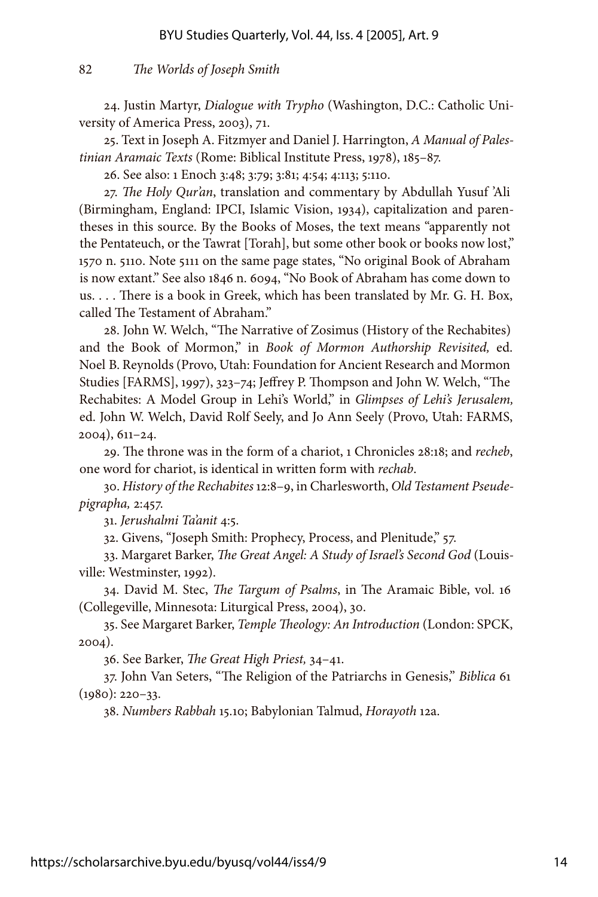24. Justin Martyr, *Dialogue with Trypho* (Washington, D.C.: Catholic University of America Press, 2003), 71.

25. Text in Joseph A. Fitzmyer and Daniel J. Harrington, *A Manual of Palestinian Aramaic Texts* (Rome: Biblical Institute Press, 1978), 185–87.

26. See also: 1 Enoch 3:48; 3:79; 3:81; 4:54; 4:113; 5:110.

27. *The Holy Qur'an*, translation and commentary by Abdullah Yusuf 'Ali (Birmingham, England: IPCI, Islamic Vision, 1934), capitalization and parentheses in this source. By the Books of Moses, the text means "apparently not the Pentateuch, or the Tawrat [Torah], but some other book or books now lost," 1570 n. 5110. Note 5111 on the same page states, "No original Book of Abraham is now extant." See also 1846 n. 6094, "No Book of Abraham has come down to us. . . . There is a book in Greek, which has been translated by Mr. G. H. Box, called The Testament of Abraham."

28. John W. Welch, "The Narrative of Zosimus (History of the Rechabites) and the Book of Mormon," in *Book of Mormon Authorship Revisited,* ed. Noel B. Reynolds (Provo, Utah: Foundation for Ancient Research and Mormon Studies [FARMS], 1997), 323–74; Jeffrey P. Thompson and John W. Welch, "The Rechabites: A Model Group in Lehi's World," in *Glimpses of Lehi's Jerusalem,* ed. John W. Welch, David Rolf Seely, and Jo Ann Seely (Provo, Utah: FARMS, 2004), 611–24.

29. The throne was in the form of a chariot, 1 Chronicles 28:18; and *recheb*, one word for chariot, is identical in written form with *rechab*.

30. *History of the Rechabites* 12:8–9, in Charlesworth, *Old Testament Pseudepigrapha,* 2:457.

31. *Jerushalmi Ta'anit* 4:5.

32. Givens, "Joseph Smith: Prophecy, Process, and Plenitude," 57.

33. Margaret Barker, *The Great Angel: A Study of Israel's Second God* (Louisville: Westminster, 1992).

34. David M. Stec, *The Targum of Psalms*, in The Aramaic Bible, vol. 16 (Collegeville, Minnesota: Liturgical Press, 2004), 30.

35. See Margaret Barker, *Temple Theology: An Introduction* (London: SPCK, 2004).

36. See Barker, *The Great High Priest,* 34–41.

37. John Van Seters, "The Religion of the Patriarchs in Genesis," *Biblica* 61 (1980): 220–33.

38. *Numbers Rabbah* 15.10; Babylonian Talmud, *Horayoth* 12a.